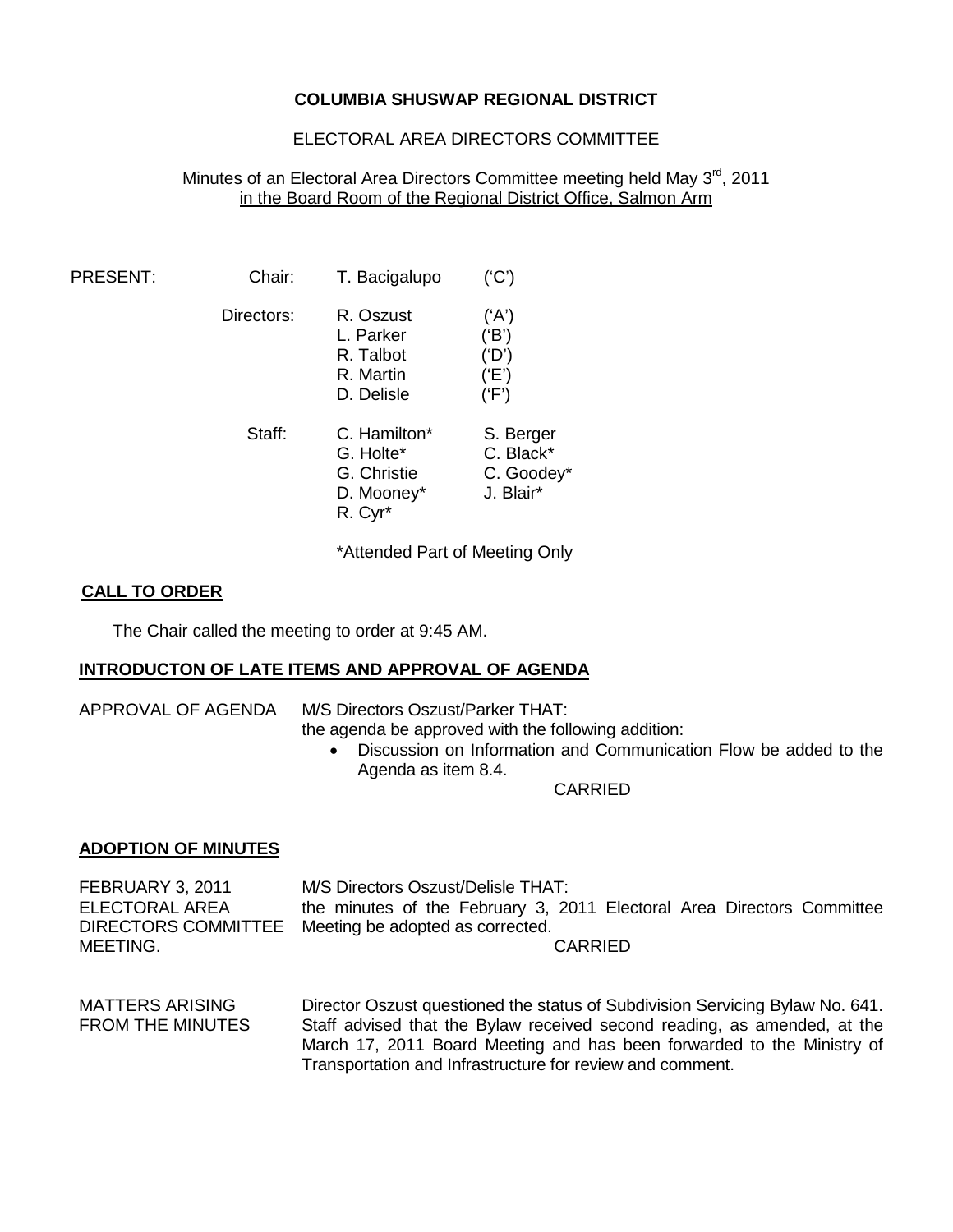**COLUMBIA SHUSWAP REGIONAL DISTRICT**

ELECTORAL AREA DIRECTORS COMMITTEE

Minutes of an Electoral Area Directors Committee meeting held May 3rd, 2011 in the Board Room of the Regional District Office, Salmon Arm

| PRESENT: | Chair: | T. Bacigalupo | ('C') |
|---|---|---|---|
| | Directors: | R. Oszust | ('A') |
| | | L. Parker | ('B') |
| | | R. Talbot | ('D') |
| | | R. Martin | ('E') |
| | | D. Delisle | ('F') |
| | Staff: | C. Hamilton* | S. Berger |
| | | G. Holte* | C. Black* |
| | | G. Christie | C. Goodey* |
| | | D. Mooney* | J. Blair* |
| | | R. Cyr* | |

*Attended Part of Meeting Only

## CALL TO ORDER

The Chair called the meeting to order at 9:45 AM.

## INTRODUCTON OF LATE ITEMS AND APPROVAL OF AGENDA

APPROVAL OF AGENDA

M/S Directors Oszust/Parker THAT:
the agenda be approved with the following addition:

- Discussion on Information and Communication Flow be added to the Agenda as item 8.4.

CARRIED

## ADOPTION OF MINUTES

FEBRUARY 3, 2011 ELECTORAL AREA DIRECTORS COMMITTEE MEETING.

M/S Directors Oszust/Delisle THAT:
the minutes of the February 3, 2011 Electoral Area Directors Committee Meeting be adopted as corrected.

CARRIED

MATTERS ARISING FROM THE MINUTES

Director Oszust questioned the status of Subdivision Servicing Bylaw No. 641. Staff advised that the Bylaw received second reading, as amended, at the March 17, 2011 Board Meeting and has been forwarded to the Ministry of Transportation and Infrastructure for review and comment.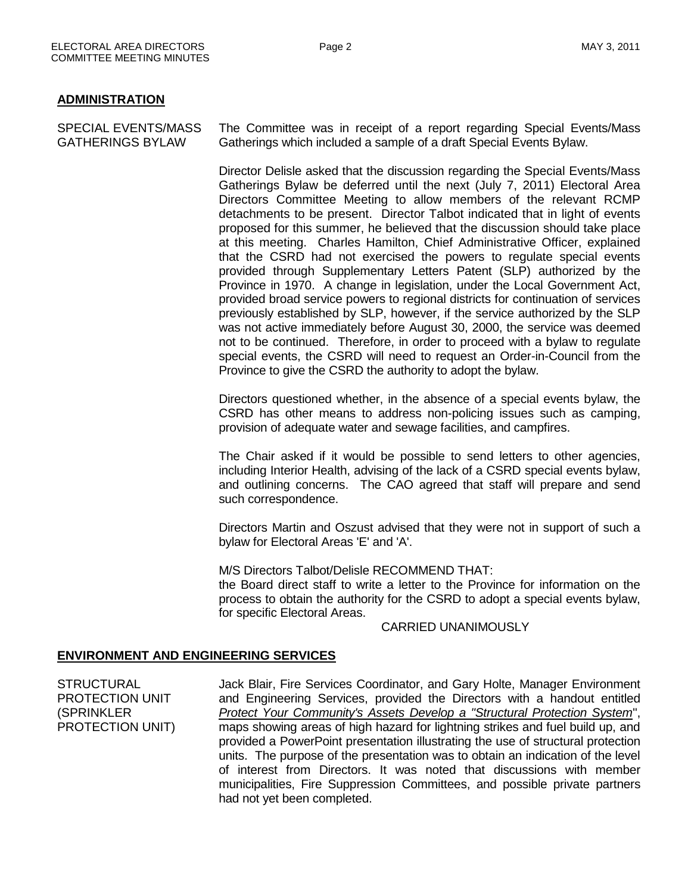## ADMINISTRATION

**SPECIAL EVENTS/MASS GATHERINGS BYLAW**

The Committee was in receipt of a report regarding Special Events/Mass Gatherings which included a sample of a draft Special Events Bylaw.

Director Delisle asked that the discussion regarding the Special Events/Mass Gatherings Bylaw be deferred until the next (July 7, 2011) Electoral Area Directors Committee Meeting to allow members of the relevant RCMP detachments to be present. Director Talbot indicated that in light of events proposed for this summer, he believed that the discussion should take place at this meeting. Charles Hamilton, Chief Administrative Officer, explained that the CSRD had not exercised the powers to regulate special events provided through Supplementary Letters Patent (SLP) authorized by the Province in 1970. A change in legislation, under the Local Government Act, provided broad service powers to regional districts for continuation of services previously established by SLP, however, if the service authorized by the SLP was not active immediately before August 30, 2000, the service was deemed not to be continued. Therefore, in order to proceed with a bylaw to regulate special events, the CSRD will need to request an Order-in-Council from the Province to give the CSRD the authority to adopt the bylaw.

Directors questioned whether, in the absence of a special events bylaw, the CSRD has other means to address non-policing issues such as camping, provision of adequate water and sewage facilities, and campfires.

The Chair asked if it would be possible to send letters to other agencies, including Interior Health, advising of the lack of a CSRD special events bylaw, and outlining concerns. The CAO agreed that staff will prepare and send such correspondence.

Directors Martin and Oszust advised that they were not in support of such a bylaw for Electoral Areas 'E' and 'A'.

M/S Directors Talbot/Delisle RECOMMEND THAT:
the Board direct staff to write a letter to the Province for information on the process to obtain the authority for the CSRD to adopt a special events bylaw, for specific Electoral Areas.

CARRIED UNANIMOUSLY

## ENVIRONMENT AND ENGINEERING SERVICES

**STRUCTURAL PROTECTION UNIT (SPRINKLER PROTECTION UNIT)**

Jack Blair, Fire Services Coordinator, and Gary Holte, Manager Environment and Engineering Services, provided the Directors with a handout entitled *Protect Your Community's Assets Develop a "Structural Protection System"*, maps showing areas of high hazard for lightning strikes and fuel build up, and provided a PowerPoint presentation illustrating the use of structural protection units. The purpose of the presentation was to obtain an indication of the level of interest from Directors. It was noted that discussions with member municipalities, Fire Suppression Committees, and possible private partners had not yet been completed.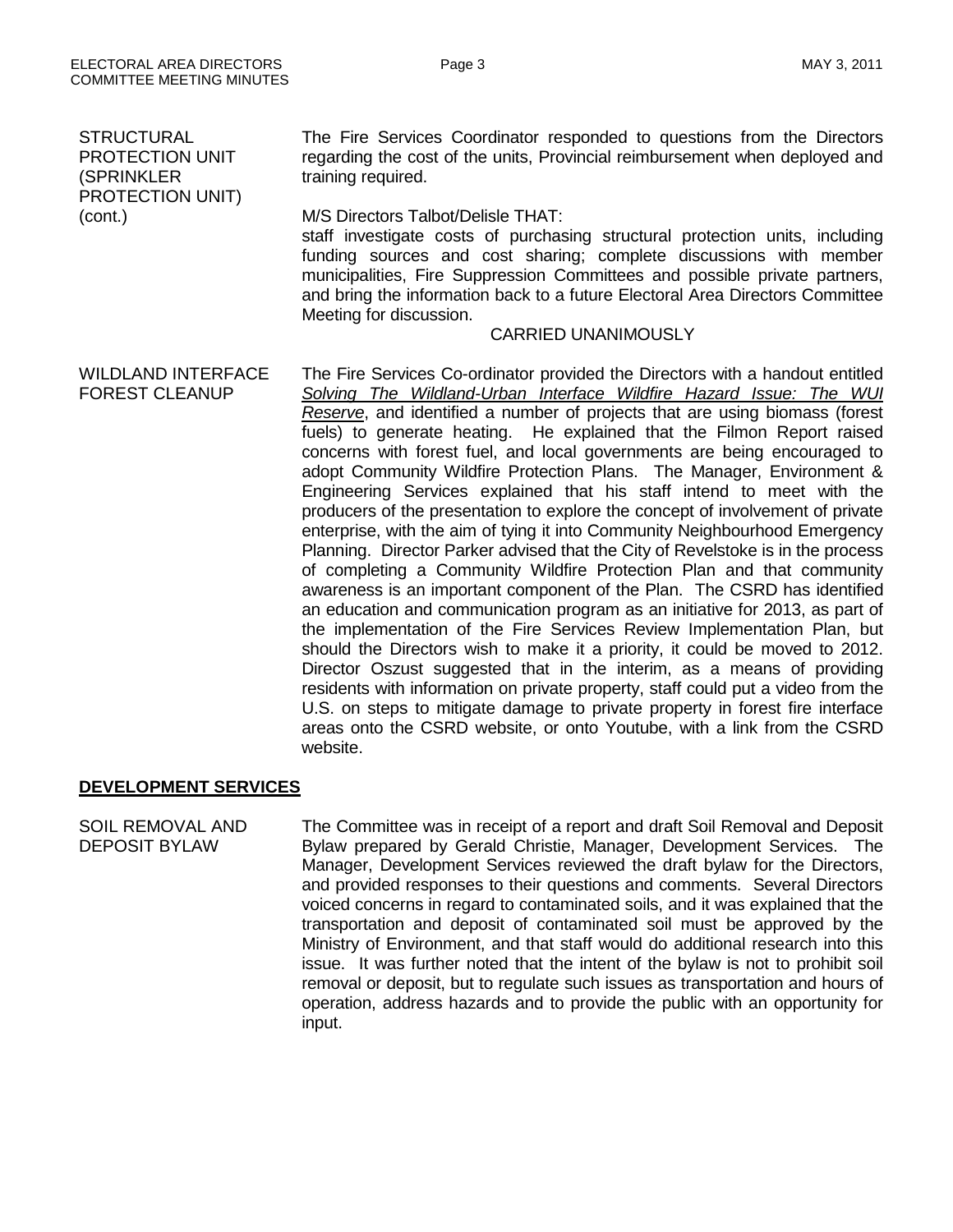**STRUCTURAL PROTECTION UNIT (SPRINKLER PROTECTION UNIT) (cont.)**

The Fire Services Coordinator responded to questions from the Directors regarding the cost of the units, Provincial reimbursement when deployed and training required.

M/S Directors Talbot/Delisle THAT:
staff investigate costs of purchasing structural protection units, including funding sources and cost sharing; complete discussions with member municipalities, Fire Suppression Committees and possible private partners, and bring the information back to a future Electoral Area Directors Committee Meeting for discussion.

CARRIED UNANIMOUSLY

**WILDLAND INTERFACE FOREST CLEANUP**

The Fire Services Co-ordinator provided the Directors with a handout entitled _Solving The Wildland-Urban Interface Wildfire Hazard Issue: The WUI Reserve_, and identified a number of projects that are using biomass (forest fuels) to generate heating. He explained that the Filmon Report raised concerns with forest fuel, and local governments are being encouraged to adopt Community Wildfire Protection Plans. The Manager, Environment & Engineering Services explained that his staff intend to meet with the producers of the presentation to explore the concept of involvement of private enterprise, with the aim of tying it into Community Neighbourhood Emergency Planning. Director Parker advised that the City of Revelstoke is in the process of completing a Community Wildfire Protection Plan and that community awareness is an important component of the Plan. The CSRD has identified an education and communication program as an initiative for 2013, as part of the implementation of the Fire Services Review Implementation Plan, but should the Directors wish to make it a priority, it could be moved to 2012. Director Oszust suggested that in the interim, as a means of providing residents with information on private property, staff could put a video from the U.S. on steps to mitigate damage to private property in forest fire interface areas onto the CSRD website, or onto Youtube, with a link from the CSRD website.

## DEVELOPMENT SERVICES

**SOIL REMOVAL AND DEPOSIT BYLAW**

The Committee was in receipt of a report and draft Soil Removal and Deposit Bylaw prepared by Gerald Christie, Manager, Development Services. The Manager, Development Services reviewed the draft bylaw for the Directors, and provided responses to their questions and comments. Several Directors voiced concerns in regard to contaminated soils, and it was explained that the transportation and deposit of contaminated soil must be approved by the Ministry of Environment, and that staff would do additional research into this issue. It was further noted that the intent of the bylaw is not to prohibit soil removal or deposit, but to regulate such issues as transportation and hours of operation, address hazards and to provide the public with an opportunity for input.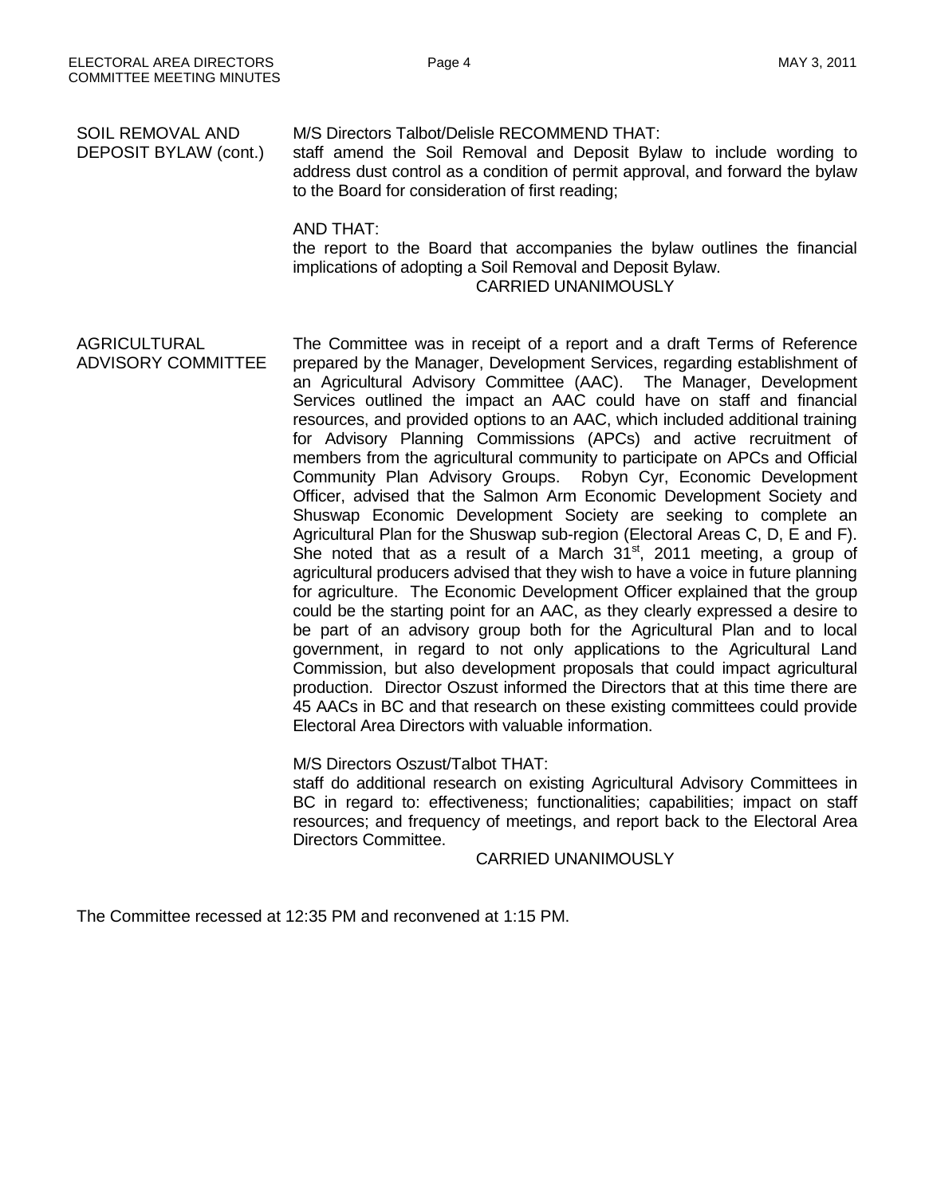**SOIL REMOVAL AND DEPOSIT BYLAW (cont.)**

M/S Directors Talbot/Delisle RECOMMEND THAT:
staff amend the Soil Removal and Deposit Bylaw to include wording to address dust control as a condition of permit approval, and forward the bylaw to the Board for consideration of first reading;

AND THAT:
the report to the Board that accompanies the bylaw outlines the financial implications of adopting a Soil Removal and Deposit Bylaw.

CARRIED UNANIMOUSLY

**AGRICULTURAL ADVISORY COMMITTEE**

The Committee was in receipt of a report and a draft Terms of Reference prepared by the Manager, Development Services, regarding establishment of an Agricultural Advisory Committee (AAC). The Manager, Development Services outlined the impact an AAC could have on staff and financial resources, and provided options to an AAC, which included additional training for Advisory Planning Commissions (APCs) and active recruitment of members from the agricultural community to participate on APCs and Official Community Plan Advisory Groups. Robyn Cyr, Economic Development Officer, advised that the Salmon Arm Economic Development Society and Shuswap Economic Development Society are seeking to complete an Agricultural Plan for the Shuswap sub-region (Electoral Areas C, D, E and F). She noted that as a result of a March 31st, 2011 meeting, a group of agricultural producers advised that they wish to have a voice in future planning for agriculture. The Economic Development Officer explained that the group could be the starting point for an AAC, as they clearly expressed a desire to be part of an advisory group both for the Agricultural Plan and to local government, in regard to not only applications to the Agricultural Land Commission, but also development proposals that could impact agricultural production. Director Oszust informed the Directors that at this time there are 45 AACs in BC and that research on these existing committees could provide Electoral Area Directors with valuable information.

M/S Directors Oszust/Talbot THAT:
staff do additional research on existing Agricultural Advisory Committees in BC in regard to: effectiveness; functionalities; capabilities; impact on staff resources; and frequency of meetings, and report back to the Electoral Area Directors Committee.

CARRIED UNANIMOUSLY

The Committee recessed at 12:35 PM and reconvened at 1:15 PM.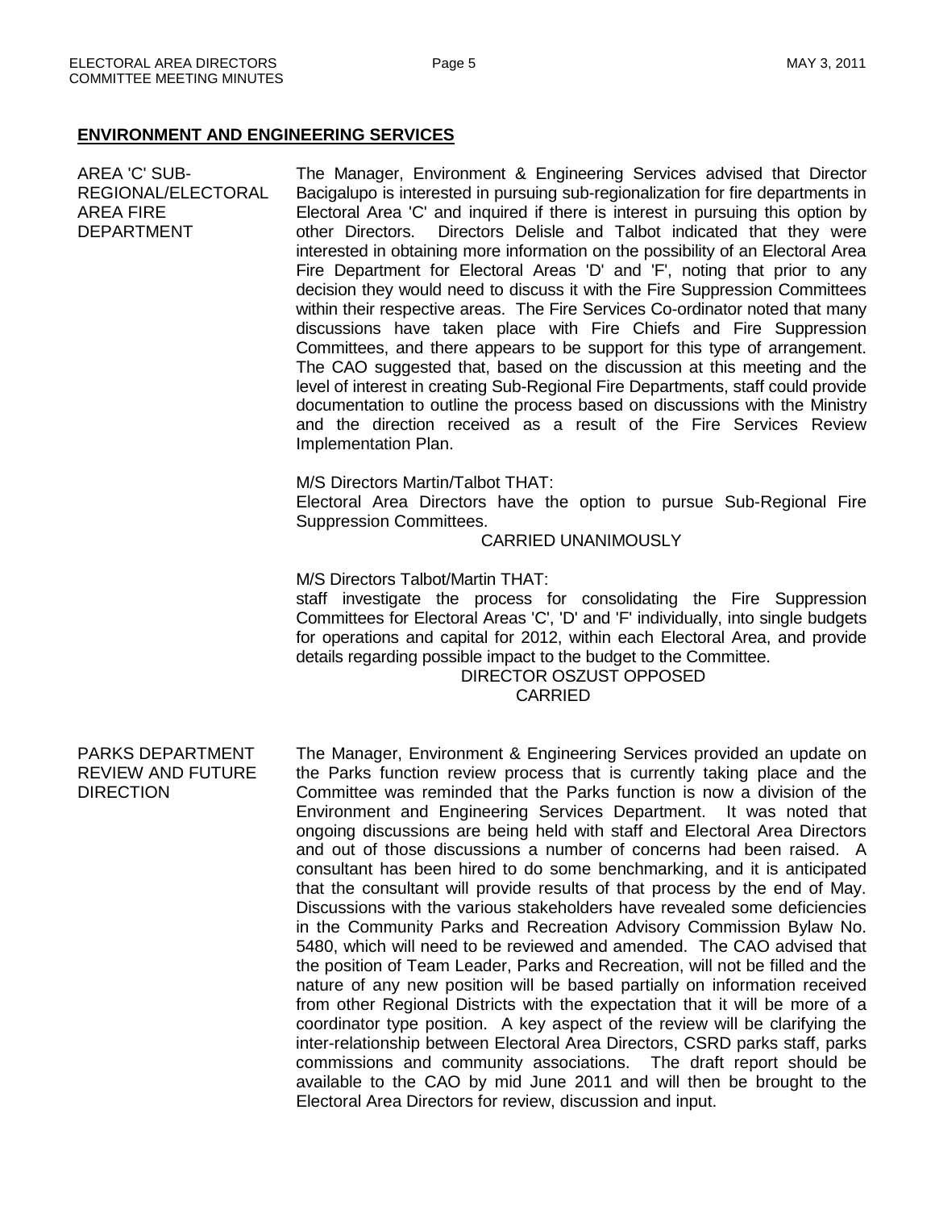## ENVIRONMENT AND ENGINEERING SERVICES

**AREA 'C' SUB-REGIONAL/ELECTORAL AREA FIRE DEPARTMENT**

The Manager, Environment & Engineering Services advised that Director Bacigalupo is interested in pursuing sub-regionalization for fire departments in Electoral Area 'C' and inquired if there is interest in pursuing this option by other Directors. Directors Delisle and Talbot indicated that they were interested in obtaining more information on the possibility of an Electoral Area Fire Department for Electoral Areas 'D' and 'F', noting that prior to any decision they would need to discuss it with the Fire Suppression Committees within their respective areas. The Fire Services Co-ordinator noted that many discussions have taken place with Fire Chiefs and Fire Suppression Committees, and there appears to be support for this type of arrangement. The CAO suggested that, based on the discussion at this meeting and the level of interest in creating Sub-Regional Fire Departments, staff could provide documentation to outline the process based on discussions with the Ministry and the direction received as a result of the Fire Services Review Implementation Plan.

M/S Directors Martin/Talbot THAT:
Electoral Area Directors have the option to pursue Sub-Regional Fire Suppression Committees.

CARRIED UNANIMOUSLY

M/S Directors Talbot/Martin THAT:
staff investigate the process for consolidating the Fire Suppression Committees for Electoral Areas 'C', 'D' and 'F' individually, into single budgets for operations and capital for 2012, within each Electoral Area, and provide details regarding possible impact to the budget to the Committee.

DIRECTOR OSZUST OPPOSED
CARRIED

**PARKS DEPARTMENT REVIEW AND FUTURE DIRECTION**

The Manager, Environment & Engineering Services provided an update on the Parks function review process that is currently taking place and the Committee was reminded that the Parks function is now a division of the Environment and Engineering Services Department. It was noted that ongoing discussions are being held with staff and Electoral Area Directors and out of those discussions a number of concerns had been raised. A consultant has been hired to do some benchmarking, and it is anticipated that the consultant will provide results of that process by the end of May. Discussions with the various stakeholders have revealed some deficiencies in the Community Parks and Recreation Advisory Commission Bylaw No. 5480, which will need to be reviewed and amended. The CAO advised that the position of Team Leader, Parks and Recreation, will not be filled and the nature of any new position will be based partially on information received from other Regional Districts with the expectation that it will be more of a coordinator type position. A key aspect of the review will be clarifying the inter-relationship between Electoral Area Directors, CSRD parks staff, parks commissions and community associations. The draft report should be available to the CAO by mid June 2011 and will then be brought to the Electoral Area Directors for review, discussion and input.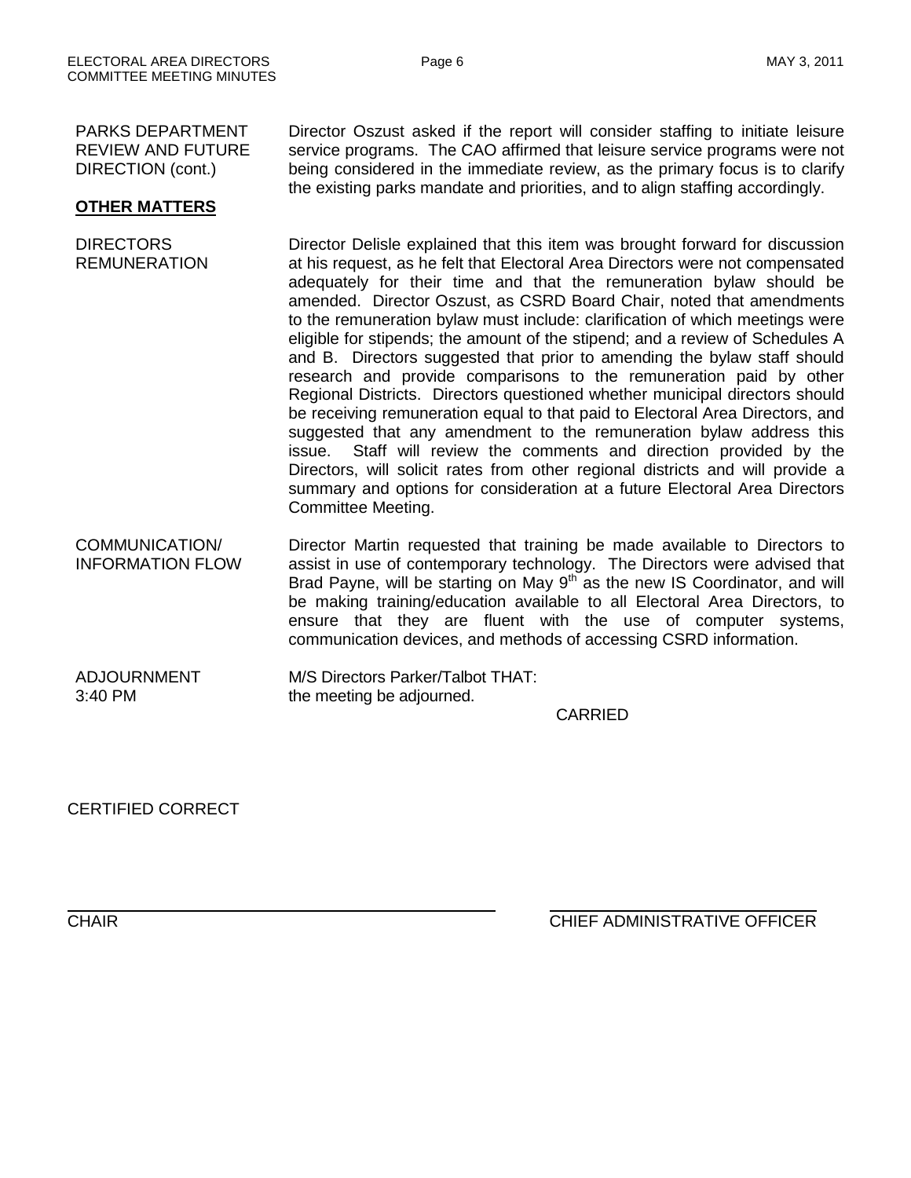PARKS DEPARTMENT REVIEW AND FUTURE DIRECTION (cont.)

Director Oszust asked if the report will consider staffing to initiate leisure service programs. The CAO affirmed that leisure service programs were not being considered in the immediate review, as the primary focus is to clarify the existing parks mandate and priorities, and to align staffing accordingly.

## OTHER MATTERS

DIRECTORS REMUNERATION

Director Delisle explained that this item was brought forward for discussion at his request, as he felt that Electoral Area Directors were not compensated adequately for their time and that the remuneration bylaw should be amended. Director Oszust, as CSRD Board Chair, noted that amendments to the remuneration bylaw must include: clarification of which meetings were eligible for stipends; the amount of the stipend; and a review of Schedules A and B. Directors suggested that prior to amending the bylaw staff should research and provide comparisons to the remuneration paid by other Regional Districts. Directors questioned whether municipal directors should be receiving remuneration equal to that paid to Electoral Area Directors, and suggested that any amendment to the remuneration bylaw address this issue. Staff will review the comments and direction provided by the Directors, will solicit rates from other regional districts and will provide a summary and options for consideration at a future Electoral Area Directors Committee Meeting.

COMMUNICATION/ INFORMATION FLOW

Director Martin requested that training be made available to Directors to assist in use of contemporary technology. The Directors were advised that Brad Payne, will be starting on May 9th as the new IS Coordinator, and will be making training/education available to all Electoral Area Directors, to ensure that they are fluent with the use of computer systems, communication devices, and methods of accessing CSRD information.

ADJOURNMENT 3:40 PM

M/S Directors Parker/Talbot THAT:
the meeting be adjourned.

CARRIED

CERTIFIED CORRECT

CHAIR

CHIEF ADMINISTRATIVE OFFICER